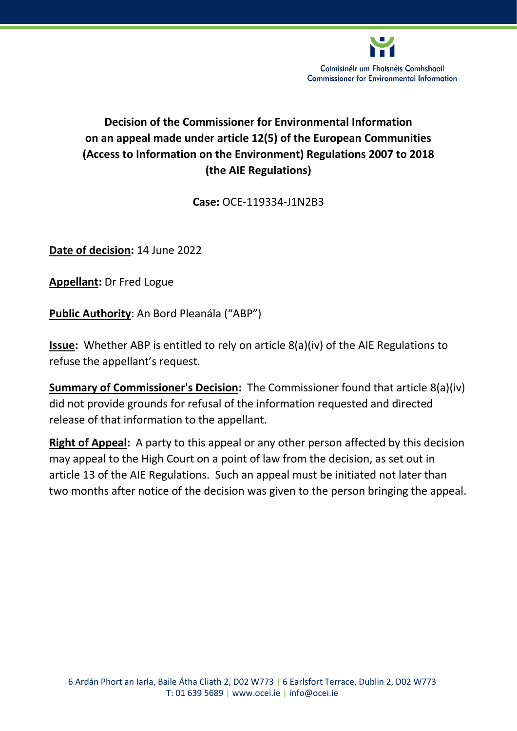Coimisinéir um Fhaisnéis Comhshaoil
Commissioner for Environmental Information

# Decision of the Commissioner for Environmental Information on an appeal made under article 12(5) of the European Communities (Access to Information on the Environment) Regulations 2007 to 2018 (the AIE Regulations)

**Case:** OCE-119334-J1N2B3

**Date of decision:** 14 June 2022

**Appellant:** Dr Fred Logue

**Public Authority**: An Bord Pleanála ("ABP")

**Issue:** Whether ABP is entitled to rely on article 8(a)(iv) of the AIE Regulations to refuse the appellant's request.

**Summary of Commissioner's Decision:** The Commissioner found that article 8(a)(iv) did not provide grounds for refusal of the information requested and directed release of that information to the appellant.

**Right of Appeal:** A party to this appeal or any other person affected by this decision may appeal to the High Court on a point of law from the decision, as set out in article 13 of the AIE Regulations. Such an appeal must be initiated not later than two months after notice of the decision was given to the person bringing the appeal.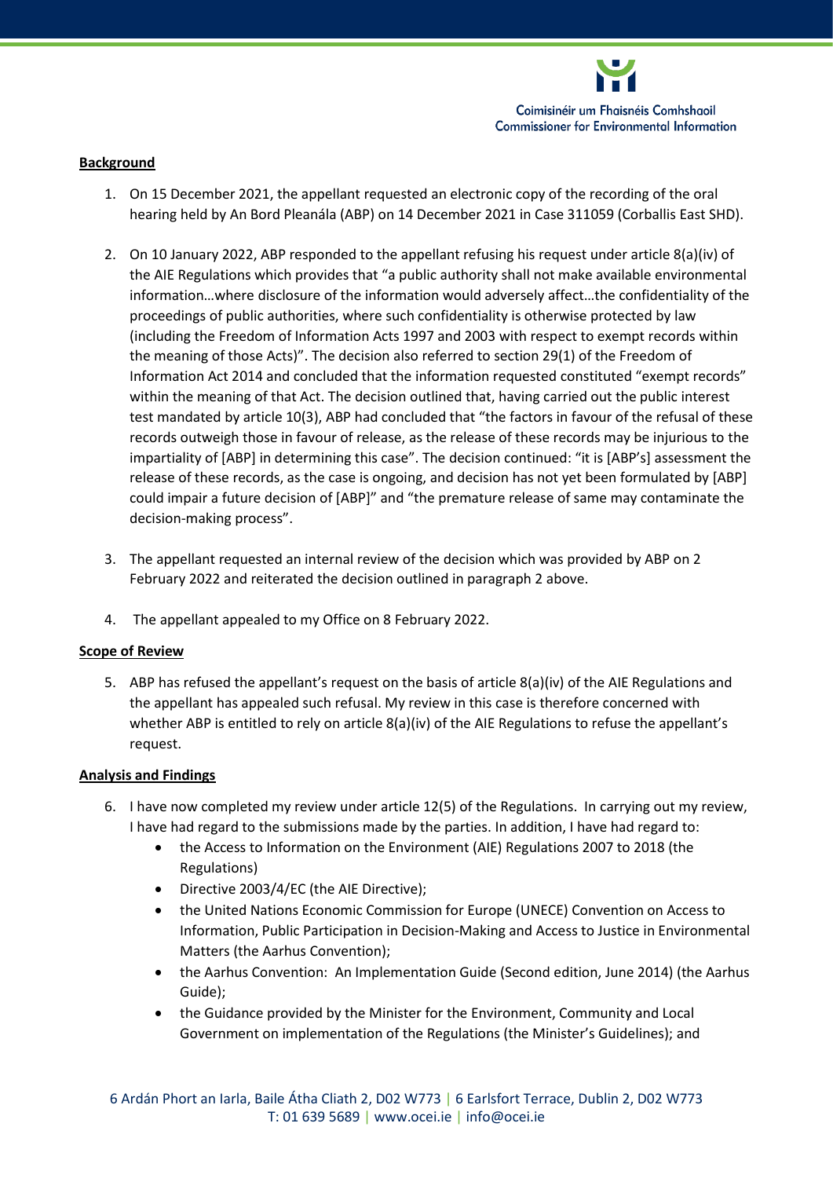**Background**

1. On 15 December 2021, the appellant requested an electronic copy of the recording of the oral hearing held by An Bord Pleanála (ABP) on 14 December 2021 in Case 311059 (Corballis East SHD).

2. On 10 January 2022, ABP responded to the appellant refusing his request under article 8(a)(iv) of the AIE Regulations which provides that "a public authority shall not make available environmental information…where disclosure of the information would adversely affect…the confidentiality of the proceedings of public authorities, where such confidentiality is otherwise protected by law (including the Freedom of Information Acts 1997 and 2003 with respect to exempt records within the meaning of those Acts)". The decision also referred to section 29(1) of the Freedom of Information Act 2014 and concluded that the information requested constituted "exempt records" within the meaning of that Act. The decision outlined that, having carried out the public interest test mandated by article 10(3), ABP had concluded that "the factors in favour of the refusal of these records outweigh those in favour of release, as the release of these records may be injurious to the impartiality of [ABP] in determining this case". The decision continued: "it is [ABP's] assessment the release of these records, as the case is ongoing, and decision has not yet been formulated by [ABP] could impair a future decision of [ABP]" and "the premature release of same may contaminate the decision-making process".

3. The appellant requested an internal review of the decision which was provided by ABP on 2 February 2022 and reiterated the decision outlined in paragraph 2 above.

4. The appellant appealed to my Office on 8 February 2022.

**Scope of Review**

5. ABP has refused the appellant's request on the basis of article 8(a)(iv) of the AIE Regulations and the appellant has appealed such refusal. My review in this case is therefore concerned with whether ABP is entitled to rely on article 8(a)(iv) of the AIE Regulations to refuse the appellant's request.

**Analysis and Findings**

6. I have now completed my review under article 12(5) of the Regulations. In carrying out my review, I have had regard to the submissions made by the parties. In addition, I have had regard to:
   - the Access to Information on the Environment (AIE) Regulations 2007 to 2018 (the Regulations)
   - Directive 2003/4/EC (the AIE Directive);
   - the United Nations Economic Commission for Europe (UNECE) Convention on Access to Information, Public Participation in Decision-Making and Access to Justice in Environmental Matters (the Aarhus Convention);
   - the Aarhus Convention: An Implementation Guide (Second edition, June 2014) (the Aarhus Guide);
   - the Guidance provided by the Minister for the Environment, Community and Local Government on implementation of the Regulations (the Minister's Guidelines); and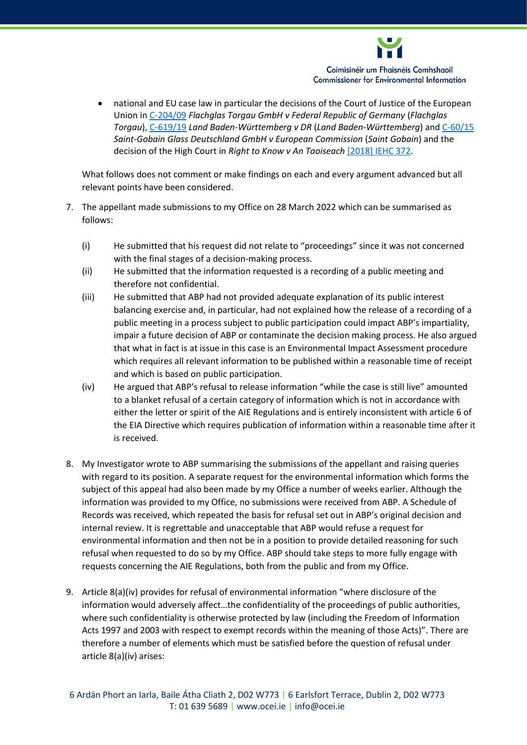- national and EU case law in particular the decisions of the Court of Justice of the European Union in [C-204/09](#) *Flachglas Torgau GmbH v Federal Republic of Germany* (*Flachglas Torgau*), [C-619/19](#) *Land Baden-Württemberg v DR* (*Land Baden-Württemberg*) and [C-60/15](#) *Saint-Gobain Glass Deutschland GmbH v European Commission* (*Saint Gobain*) and the decision of the High Court in *Right to Know v An Taoiseach* [[2018] IEHC 372](#).

What follows does not comment or make findings on each and every argument advanced but all relevant points have been considered.

7. The appellant made submissions to my Office on 28 March 2022 which can be summarised as follows:

   (i) He submitted that his request did not relate to "proceedings" since it was not concerned with the final stages of a decision-making process.

   (ii) He submitted that the information requested is a recording of a public meeting and therefore not confidential.

   (iii) He submitted that ABP had not provided adequate explanation of its public interest balancing exercise and, in particular, had not explained how the release of a recording of a public meeting in a process subject to public participation could impact ABP's impartiality, impair a future decision of ABP or contaminate the decision making process. He also argued that what in fact is at issue in this case is an Environmental Impact Assessment procedure which requires all relevant information to be published within a reasonable time of receipt and which is based on public participation.

   (iv) He argued that ABP's refusal to release information "while the case is still live" amounted to a blanket refusal of a certain category of information which is not in accordance with either the letter or spirit of the AIE Regulations and is entirely inconsistent with article 6 of the EIA Directive which requires publication of information within a reasonable time after it is received.

8. My Investigator wrote to ABP summarising the submissions of the appellant and raising queries with regard to its position. A separate request for the environmental information which forms the subject of this appeal had also been made by my Office a number of weeks earlier. Although the information was provided to my Office, no submissions were received from ABP. A Schedule of Records was received, which repeated the basis for refusal set out in ABP's original decision and internal review. It is regrettable and unacceptable that ABP would refuse a request for environmental information and then not be in a position to provide detailed reasoning for such refusal when requested to do so by my Office. ABP should take steps to more fully engage with requests concerning the AIE Regulations, both from the public and from my Office.

9. Article 8(a)(iv) provides for refusal of environmental information "where disclosure of the information would adversely affect…the confidentiality of the proceedings of public authorities, where such confidentiality is otherwise protected by law (including the Freedom of Information Acts 1997 and 2003 with respect to exempt records within the meaning of those Acts)". There are therefore a number of elements which must be satisfied before the question of refusal under article 8(a)(iv) arises: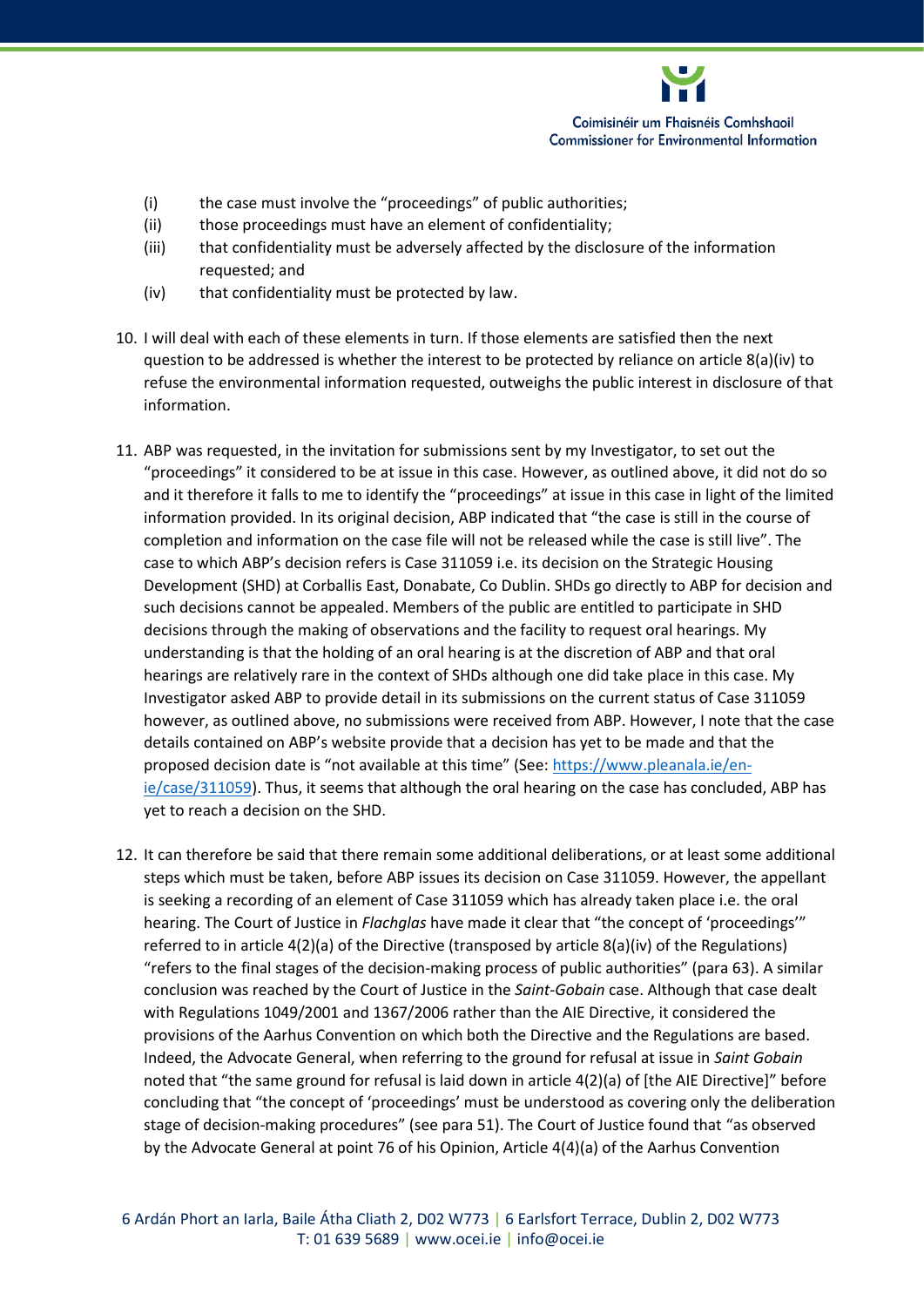(i) the case must involve the "proceedings" of public authorities;
(ii) those proceedings must have an element of confidentiality;
(iii) that confidentiality must be adversely affected by the disclosure of the information requested; and
(iv) that confidentiality must be protected by law.

10. I will deal with each of these elements in turn. If those elements are satisfied then the next question to be addressed is whether the interest to be protected by reliance on article 8(a)(iv) to refuse the environmental information requested, outweighs the public interest in disclosure of that information.

11. ABP was requested, in the invitation for submissions sent by my Investigator, to set out the "proceedings" it considered to be at issue in this case. However, as outlined above, it did not do so and it therefore it falls to me to identify the "proceedings" at issue in this case in light of the limited information provided. In its original decision, ABP indicated that "the case is still in the course of completion and information on the case file will not be released while the case is still live". The case to which ABP's decision refers is Case 311059 i.e. its decision on the Strategic Housing Development (SHD) at Corballis East, Donabate, Co Dublin. SHDs go directly to ABP for decision and such decisions cannot be appealed. Members of the public are entitled to participate in SHD decisions through the making of observations and the facility to request oral hearings. My understanding is that the holding of an oral hearing is at the discretion of ABP and that oral hearings are relatively rare in the context of SHDs although one did take place in this case. My Investigator asked ABP to provide detail in its submissions on the current status of Case 311059 however, as outlined above, no submissions were received from ABP. However, I note that the case details contained on ABP's website provide that a decision has yet to be made and that the proposed decision date is "not available at this time" (See: [https://www.pleanala.ie/en-ie/case/311059](https://www.pleanala.ie/en-ie/case/311059)). Thus, it seems that although the oral hearing on the case has concluded, ABP has yet to reach a decision on the SHD.

12. It can therefore be said that there remain some additional deliberations, or at least some additional steps which must be taken, before ABP issues its decision on Case 311059. However, the appellant is seeking a recording of an element of Case 311059 which has already taken place i.e. the oral hearing. The Court of Justice in *Flachglas* have made it clear that "the concept of 'proceedings'" referred to in article 4(2)(a) of the Directive (transposed by article 8(a)(iv) of the Regulations) "refers to the final stages of the decision-making process of public authorities" (para 63). A similar conclusion was reached by the Court of Justice in the *Saint-Gobain* case. Although that case dealt with Regulations 1049/2001 and 1367/2006 rather than the AIE Directive, it considered the provisions of the Aarhus Convention on which both the Directive and the Regulations are based. Indeed, the Advocate General, when referring to the ground for refusal at issue in *Saint Gobain* noted that "the same ground for refusal is laid down in article 4(2)(a) of [the AIE Directive]" before concluding that "the concept of 'proceedings' must be understood as covering only the deliberation stage of decision-making procedures" (see para 51). The Court of Justice found that "as observed by the Advocate General at point 76 of his Opinion, Article 4(4)(a) of the Aarhus Convention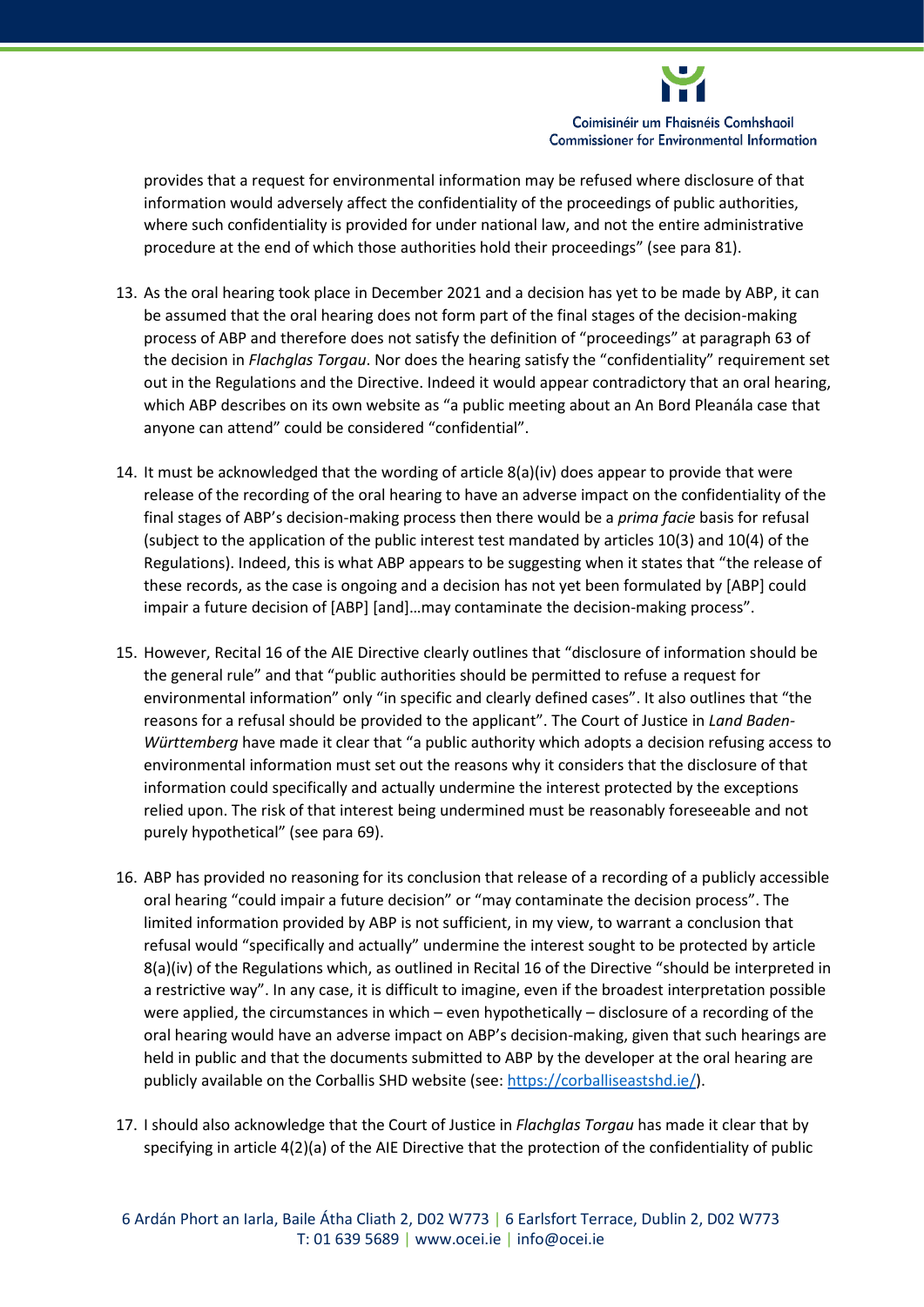provides that a request for environmental information may be refused where disclosure of that information would adversely affect the confidentiality of the proceedings of public authorities, where such confidentiality is provided for under national law, and not the entire administrative procedure at the end of which those authorities hold their proceedings" (see para 81).

13. As the oral hearing took place in December 2021 and a decision has yet to be made by ABP, it can be assumed that the oral hearing does not form part of the final stages of the decision-making process of ABP and therefore does not satisfy the definition of "proceedings" at paragraph 63 of the decision in *Flachglas Torgau*. Nor does the hearing satisfy the "confidentiality" requirement set out in the Regulations and the Directive. Indeed it would appear contradictory that an oral hearing, which ABP describes on its own website as "a public meeting about an An Bord Pleanála case that anyone can attend" could be considered "confidential".

14. It must be acknowledged that the wording of article 8(a)(iv) does appear to provide that were release of the recording of the oral hearing to have an adverse impact on the confidentiality of the final stages of ABP's decision-making process then there would be a *prima facie* basis for refusal (subject to the application of the public interest test mandated by articles 10(3) and 10(4) of the Regulations). Indeed, this is what ABP appears to be suggesting when it states that "the release of these records, as the case is ongoing and a decision has not yet been formulated by [ABP] could impair a future decision of [ABP] [and]…may contaminate the decision-making process".

15. However, Recital 16 of the AIE Directive clearly outlines that "disclosure of information should be the general rule" and that "public authorities should be permitted to refuse a request for environmental information" only "in specific and clearly defined cases". It also outlines that "the reasons for a refusal should be provided to the applicant". The Court of Justice in *Land Baden-Württemberg* have made it clear that "a public authority which adopts a decision refusing access to environmental information must set out the reasons why it considers that the disclosure of that information could specifically and actually undermine the interest protected by the exceptions relied upon. The risk of that interest being undermined must be reasonably foreseeable and not purely hypothetical" (see para 69).

16. ABP has provided no reasoning for its conclusion that release of a recording of a publicly accessible oral hearing "could impair a future decision" or "may contaminate the decision process". The limited information provided by ABP is not sufficient, in my view, to warrant a conclusion that refusal would "specifically and actually" undermine the interest sought to be protected by article 8(a)(iv) of the Regulations which, as outlined in Recital 16 of the Directive "should be interpreted in a restrictive way". In any case, it is difficult to imagine, even if the broadest interpretation possible were applied, the circumstances in which – even hypothetically – disclosure of a recording of the oral hearing would have an adverse impact on ABP's decision-making, given that such hearings are held in public and that the documents submitted to ABP by the developer at the oral hearing are publicly available on the Corballis SHD website (see: https://corballiseastshd.ie/).

17. I should also acknowledge that the Court of Justice in *Flachglas Torgau* has made it clear that by specifying in article 4(2)(a) of the AIE Directive that the protection of the confidentiality of public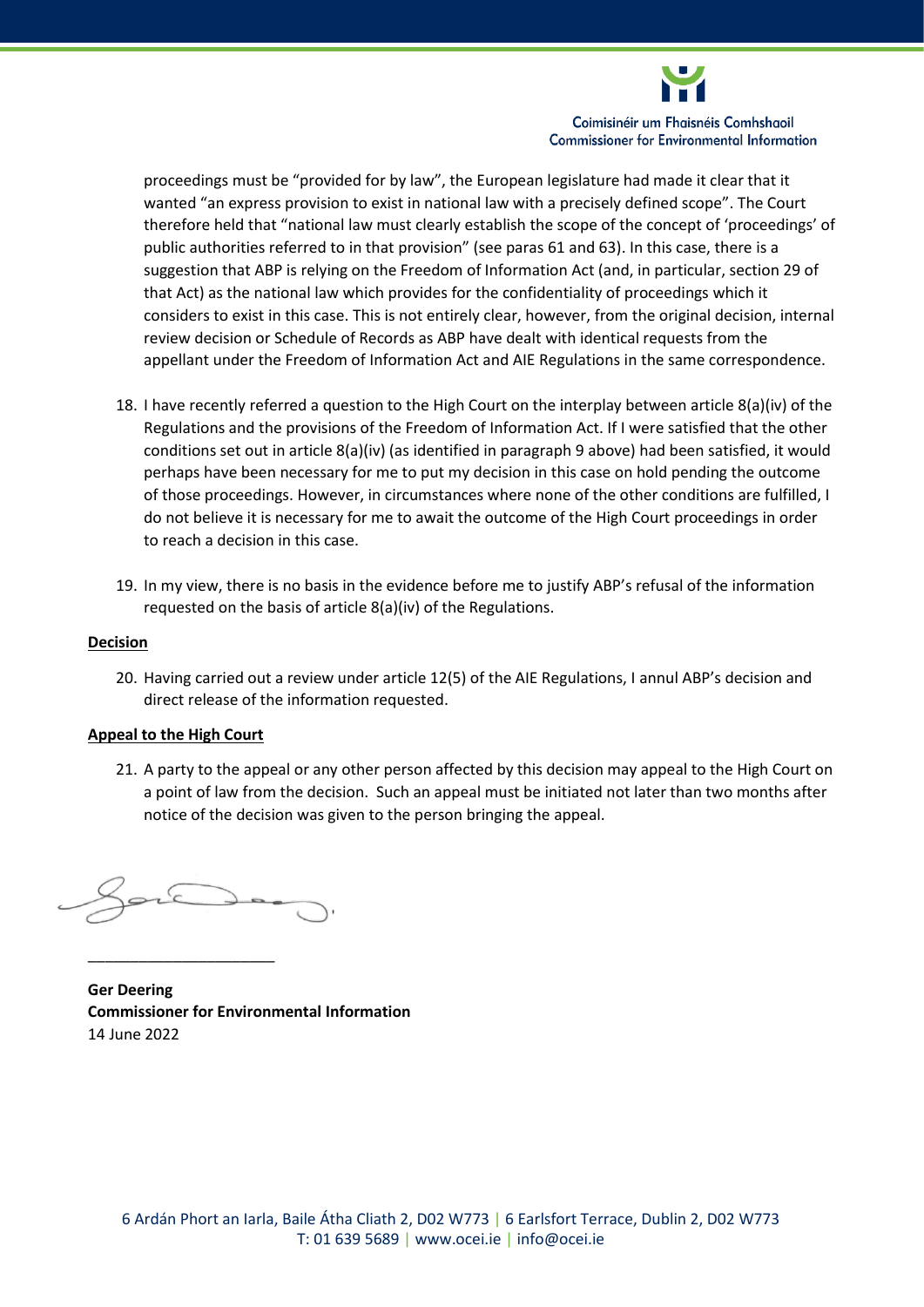proceedings must be "provided for by law", the European legislature had made it clear that it wanted "an express provision to exist in national law with a precisely defined scope". The Court therefore held that "national law must clearly establish the scope of the concept of 'proceedings' of public authorities referred to in that provision" (see paras 61 and 63). In this case, there is a suggestion that ABP is relying on the Freedom of Information Act (and, in particular, section 29 of that Act) as the national law which provides for the confidentiality of proceedings which it considers to exist in this case. This is not entirely clear, however, from the original decision, internal review decision or Schedule of Records as ABP have dealt with identical requests from the appellant under the Freedom of Information Act and AIE Regulations in the same correspondence.

18. I have recently referred a question to the High Court on the interplay between article 8(a)(iv) of the Regulations and the provisions of the Freedom of Information Act. If I were satisfied that the other conditions set out in article 8(a)(iv) (as identified in paragraph 9 above) had been satisfied, it would perhaps have been necessary for me to put my decision in this case on hold pending the outcome of those proceedings. However, in circumstances where none of the other conditions are fulfilled, I do not believe it is necessary for me to await the outcome of the High Court proceedings in order to reach a decision in this case.

19. In my view, there is no basis in the evidence before me to justify ABP's refusal of the information requested on the basis of article 8(a)(iv) of the Regulations.

**Decision**

20. Having carried out a review under article 12(5) of the AIE Regulations, I annul ABP's decision and direct release of the information requested.

**Appeal to the High Court**

21. A party to the appeal or any other person affected by this decision may appeal to the High Court on a point of law from the decision. Such an appeal must be initiated not later than two months after notice of the decision was given to the person bringing the appeal.

______________________

**Ger Deering**
**Commissioner for Environmental Information**
14 June 2022